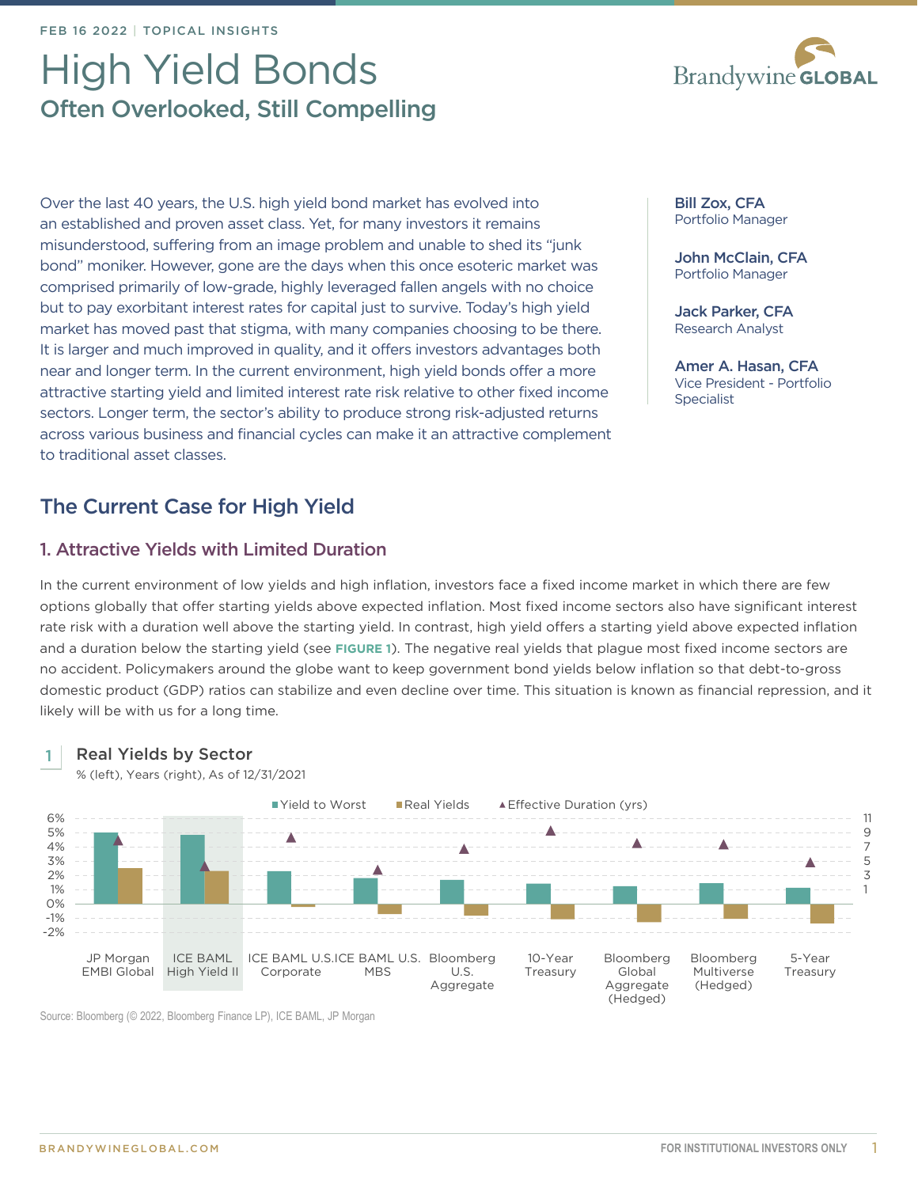FEB 16 2022 | TOPICAL INSIGHTS

# High Yield Bonds

## Often Overlooked, Still Compelling

**Bill Zox, CFA**
Portfolio Manager

**John McClain, CFA**
Portfolio Manager

**Jack Parker, CFA**
Research Analyst

**Amer A. Hasan, CFA**
Vice President - Portfolio Specialist

Over the last 40 years, the U.S. high yield bond market has evolved into an established and proven asset class. Yet, for many investors it remains misunderstood, suffering from an image problem and unable to shed its "junk bond" moniker. However, gone are the days when this once esoteric market was comprised primarily of low-grade, highly leveraged fallen angels with no choice but to pay exorbitant interest rates for capital just to survive. Today's high yield market has moved past that stigma, with many companies choosing to be there. It is larger and much improved in quality, and it offers investors advantages both near and longer term. In the current environment, high yield bonds offer a more attractive starting yield and limited interest rate risk relative to other fixed income sectors. Longer term, the sector's ability to produce strong risk-adjusted returns across various business and financial cycles can make it an attractive complement to traditional asset classes.

## The Current Case for High Yield

### 1. Attractive Yields with Limited Duration

In the current environment of low yields and high inflation, investors face a fixed income market in which there are few options globally that offer starting yields above expected inflation. Most fixed income sectors also have significant interest rate risk with a duration well above the starting yield. In contrast, high yield offers a starting yield above expected inflation and a duration below the starting yield (see **FIGURE 1**). The negative real yields that plague most fixed income sectors are no accident. Policymakers around the globe want to keep government bond yields below inflation so that debt-to-gross domestic product (GDP) ratios can stabilize and even decline over time. This situation is known as financial repression, and it likely will be with us for a long time.

**1 Real Yields by Sector**

% (left), Years (right), As of 12/31/2021

Legend: Yield to Worst; Real Yields; Effective Duration (yrs)

Left axis: 6%, 5%, 4%, 3%, 2%, 1%, 0%, -1%, -2%; Right axis: 11, 9, 7, 5, 3, 1

Categories: JP Morgan EMBI Global; ICE BAML High Yield II; ICE BAML U.S. Corporate; ICE BAML U.S. MBS; Bloomberg U.S. Aggregate; 10-Year Treasury; Bloomberg Global Aggregate (Hedged); Bloomberg Multiverse (Hedged); 5-Year Treasury

Source: Bloomberg (© 2022, Bloomberg Finance LP), ICE BAML, JP Morgan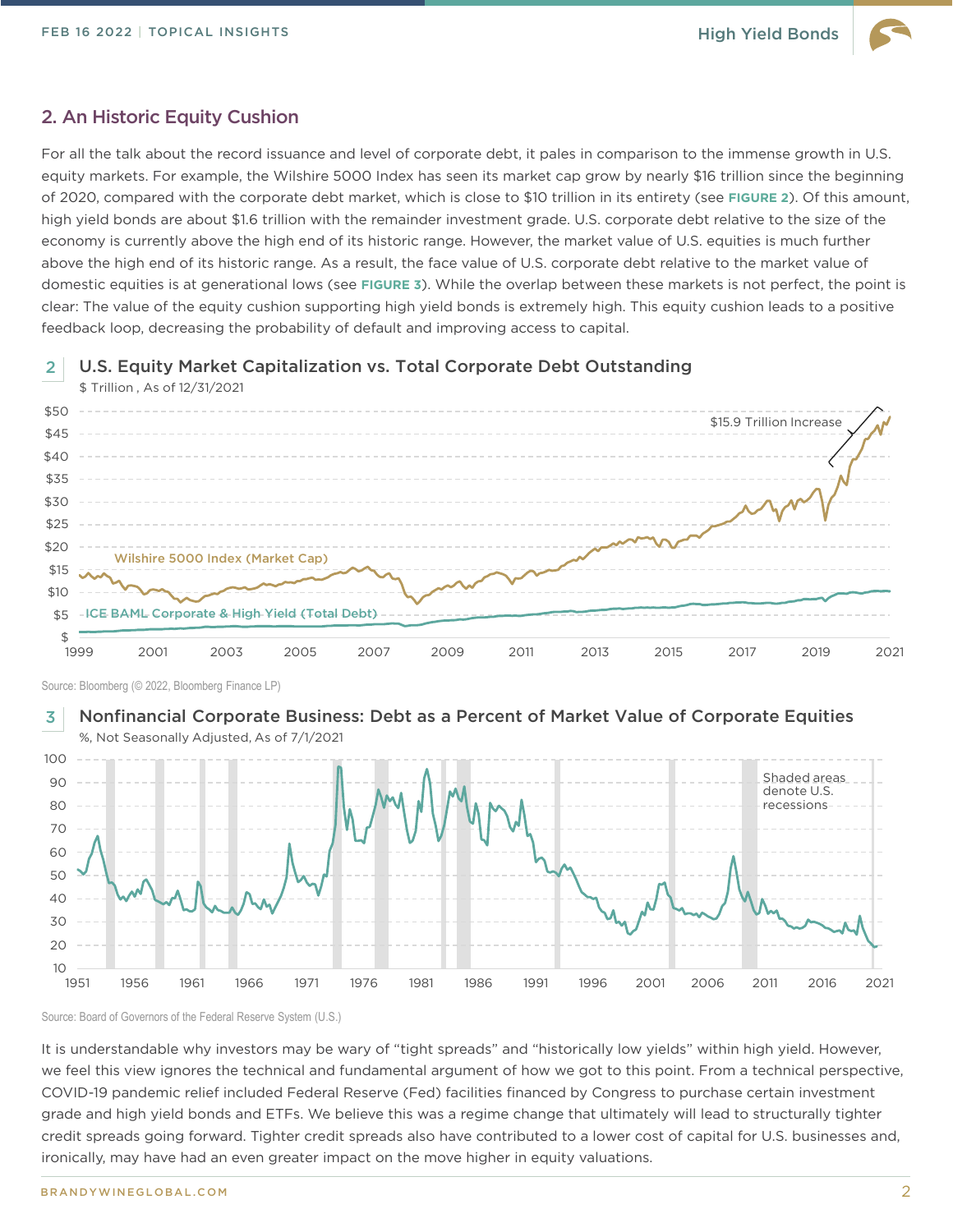## 2. An Historic Equity Cushion

For all the talk about the record issuance and level of corporate debt, it pales in comparison to the immense growth in U.S. equity markets. For example, the Wilshire 5000 Index has seen its market cap grow by nearly $16 trillion since the beginning of 2020, compared with the corporate debt market, which is close to $10 trillion in its entirety (see **FIGURE 2**). Of this amount, high yield bonds are about $1.6 trillion with the remainder investment grade. U.S. corporate debt relative to the size of the economy is currently above the high end of its historic range. However, the market value of U.S. equities is much further above the high end of its historic range. As a result, the face value of U.S. corporate debt relative to the market value of domestic equities is at generational lows (see **FIGURE 3**). While the overlap between these markets is not perfect, the point is clear: The value of the equity cushion supporting high yield bonds is extremely high. This equity cushion leads to a positive feedback loop, decreasing the probability of default and improving access to capital.

**2** U.S. Equity Market Capitalization vs. Total Corporate Debt Outstanding

$ Trillion , As of 12/31/2021

Source: Bloomberg (© 2022, Bloomberg Finance LP)

**3** Nonfinancial Corporate Business: Debt as a Percent of Market Value of Corporate Equities

%, Not Seasonally Adjusted, As of 7/1/2021

Source: Board of Governors of the Federal Reserve System (U.S.)

It is understandable why investors may be wary of "tight spreads" and "historically low yields" within high yield. However, we feel this view ignores the technical and fundamental argument of how we got to this point. From a technical perspective, COVID-19 pandemic relief included Federal Reserve (Fed) facilities financed by Congress to purchase certain investment grade and high yield bonds and ETFs. We believe this was a regime change that ultimately will lead to structurally tighter credit spreads going forward. Tighter credit spreads also have contributed to a lower cost of capital for U.S. businesses and, ironically, may have had an even greater impact on the move higher in equity valuations.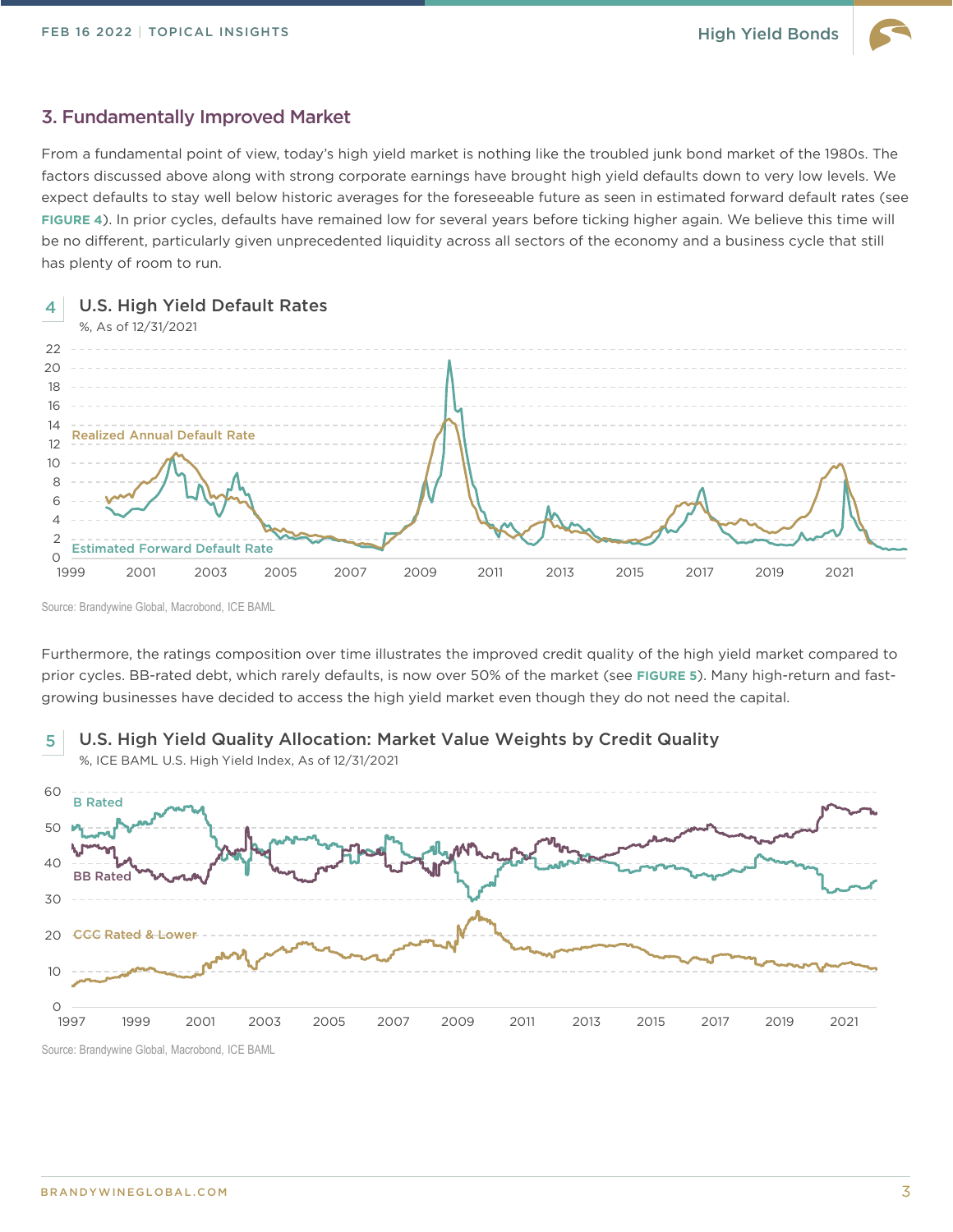## 3. Fundamentally Improved Market

From a fundamental point of view, today's high yield market is nothing like the troubled junk bond market of the 1980s. The factors discussed above along with strong corporate earnings have brought high yield defaults down to very low levels. We expect defaults to stay well below historic averages for the foreseeable future as seen in estimated forward default rates (see **FIGURE 4**). In prior cycles, defaults have remained low for several years before ticking higher again. We believe this time will be no different, particularly given unprecedented liquidity across all sectors of the economy and a business cycle that still has plenty of room to run.

**4 U.S. High Yield Default Rates**

%, As of 12/31/2021

Source: Brandywine Global, Macrobond, ICE BAML

Furthermore, the ratings composition over time illustrates the improved credit quality of the high yield market compared to prior cycles. BB-rated debt, which rarely defaults, is now over 50% of the market (see **FIGURE 5**). Many high-return and fast-growing businesses have decided to access the high yield market even though they do not need the capital.

**5 U.S. High Yield Quality Allocation: Market Value Weights by Credit Quality**

%, ICE BAML U.S. High Yield Index, As of 12/31/2021

Source: Brandywine Global, Macrobond, ICE BAML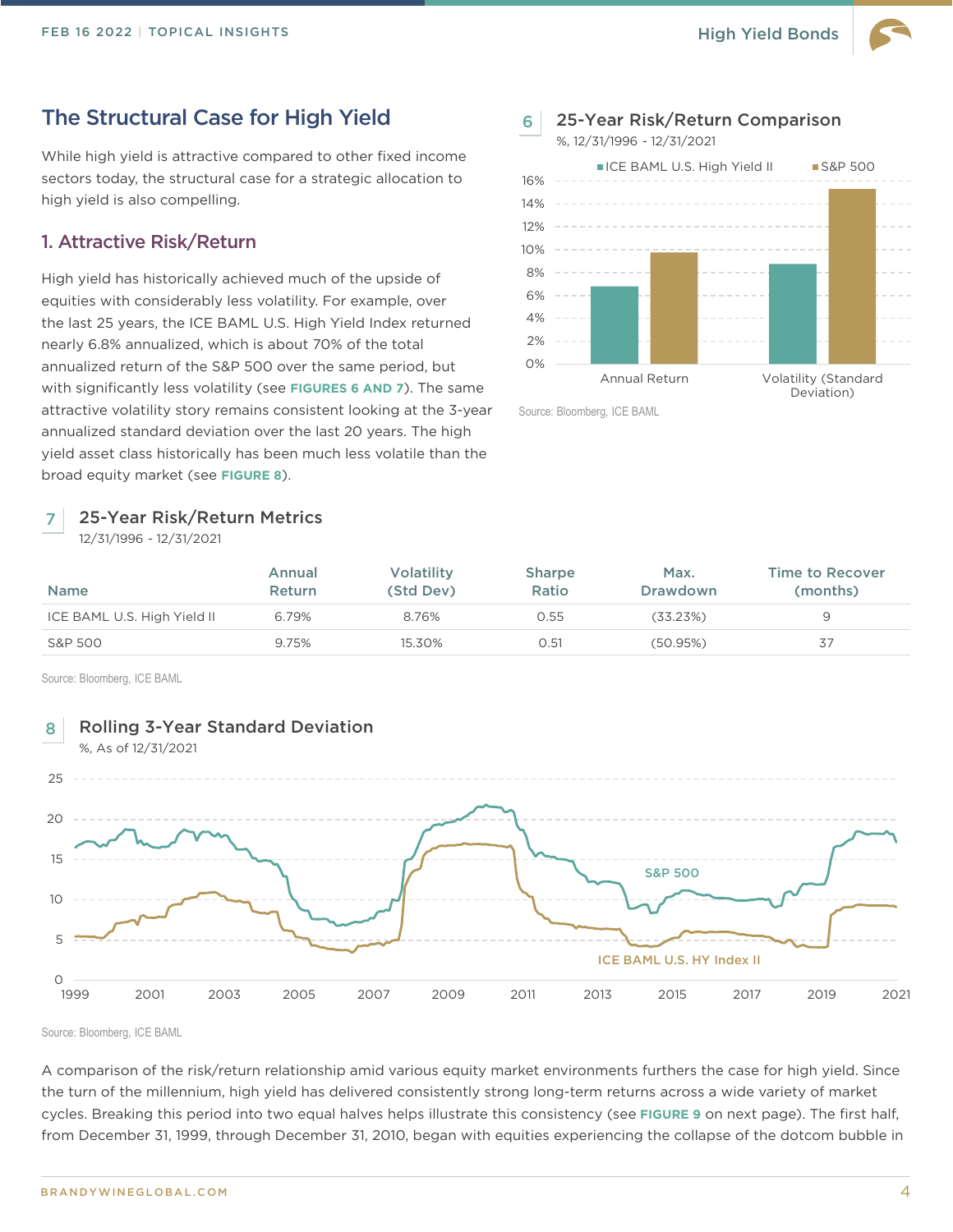## The Structural Case for High Yield

While high yield is attractive compared to other fixed income sectors today, the structural case for a strategic allocation to high yield is also compelling.

### 1. Attractive Risk/Return

High yield has historically achieved much of the upside of equities with considerably less volatility. For example, over the last 25 years, the ICE BAML U.S. High Yield Index returned nearly 6.8% annualized, which is about 70% of the total annualized return of the S&P 500 over the same period, but with significantly less volatility (see **FIGURES 6 AND 7**). The same attractive volatility story remains consistent looking at the 3-year annualized standard deviation over the last 20 years. The high yield asset class historically has been much less volatile than the broad equity market (see **FIGURE 8**).

**6 25-Year Risk/Return Comparison**

%, 12/31/1996 - 12/31/2021

Source: Bloomberg, ICE BAML

**7 25-Year Risk/Return Metrics**

12/31/1996 - 12/31/2021

| Name | Annual Return | Volatility (Std Dev) | Sharpe Ratio | Max. Drawdown | Time to Recover (months) |
|---|---|---|---|---|---|
| ICE BAML U.S. High Yield II | 6.79% | 8.76% | 0.55 | (33.23%) | 9 |
| S&P 500 | 9.75% | 15.30% | 0.51 | (50.95%) | 37 |

Source: Bloomberg, ICE BAML

**8 Rolling 3-Year Standard Deviation**

%, As of 12/31/2021

Source: Bloomberg, ICE BAML

A comparison of the risk/return relationship amid various equity market environments furthers the case for high yield. Since the turn of the millennium, high yield has delivered consistently strong long-term returns across a wide variety of market cycles. Breaking this period into two equal halves helps illustrate this consistency (see **FIGURE 9** on next page). The first half, from December 31, 1999, through December 31, 2010, began with equities experiencing the collapse of the dotcom bubble in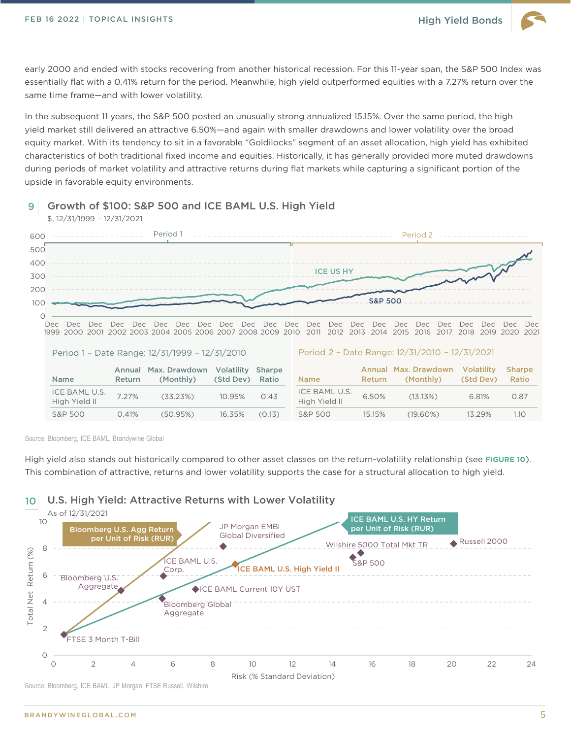early 2000 and ended with stocks recovering from another historical recession. For this 11-year span, the S&P 500 Index was essentially flat with a 0.41% return for the period. Meanwhile, high yield outperformed equities with a 7.27% return over the same time frame—and with lower volatility.

In the subsequent 11 years, the S&P 500 posted an unusually strong annualized 15.15%. Over the same period, the high yield market still delivered an attractive 6.50%—and again with smaller drawdowns and lower volatility over the broad equity market. With its tendency to sit in a favorable "Goldilocks" segment of an asset allocation, high yield has exhibited characteristics of both traditional fixed income and equities. Historically, it has generally provided more muted drawdowns during periods of market volatility and attractive returns during flat markets while capturing a significant portion of the upside in favorable equity environments.

### 9 Growth of $100: S&P 500 and ICE BAML U.S. High Yield

$, 12/31/1999 – 12/31/2021

**Period 1 – Date Range: 12/31/1999 – 12/31/2010**

| Name | Annual Return | Max. Drawdown (Monthly) | Volatility (Std Dev) | Sharpe Ratio |
|---|---|---|---|---|
| ICE BAML U.S. High Yield II | 7.27% | (33.23%) | 10.95% | 0.43 |
| S&P 500 | 0.41% | (50.95%) | 16.35% | (0.13) |

**Period 2 – Date Range: 12/31/2010 – 12/31/2021**

| Name | Annual Return | Max. Drawdown (Monthly) | Volatility (Std Dev) | Sharpe Ratio |
|---|---|---|---|---|
| ICE BAML U.S. High Yield II | 6.50% | (13.13%) | 6.81% | 0.87 |
| S&P 500 | 15.15% | (19.60%) | 13.29% | 1.10 |

Source: Bloomberg, ICE BAML, Brandywine Global

High yield also stands out historically compared to other asset classes on the return-volatility relationship (see **FIGURE 10**). This combination of attractive, returns and lower volatility supports the case for a structural allocation to high yield.

### 10 U.S. High Yield: Attractive Returns with Lower Volatility

As of 12/31/2021

Source: Bloomberg, ICE BAML, JP Morgan, FTSE Russell, Wilshire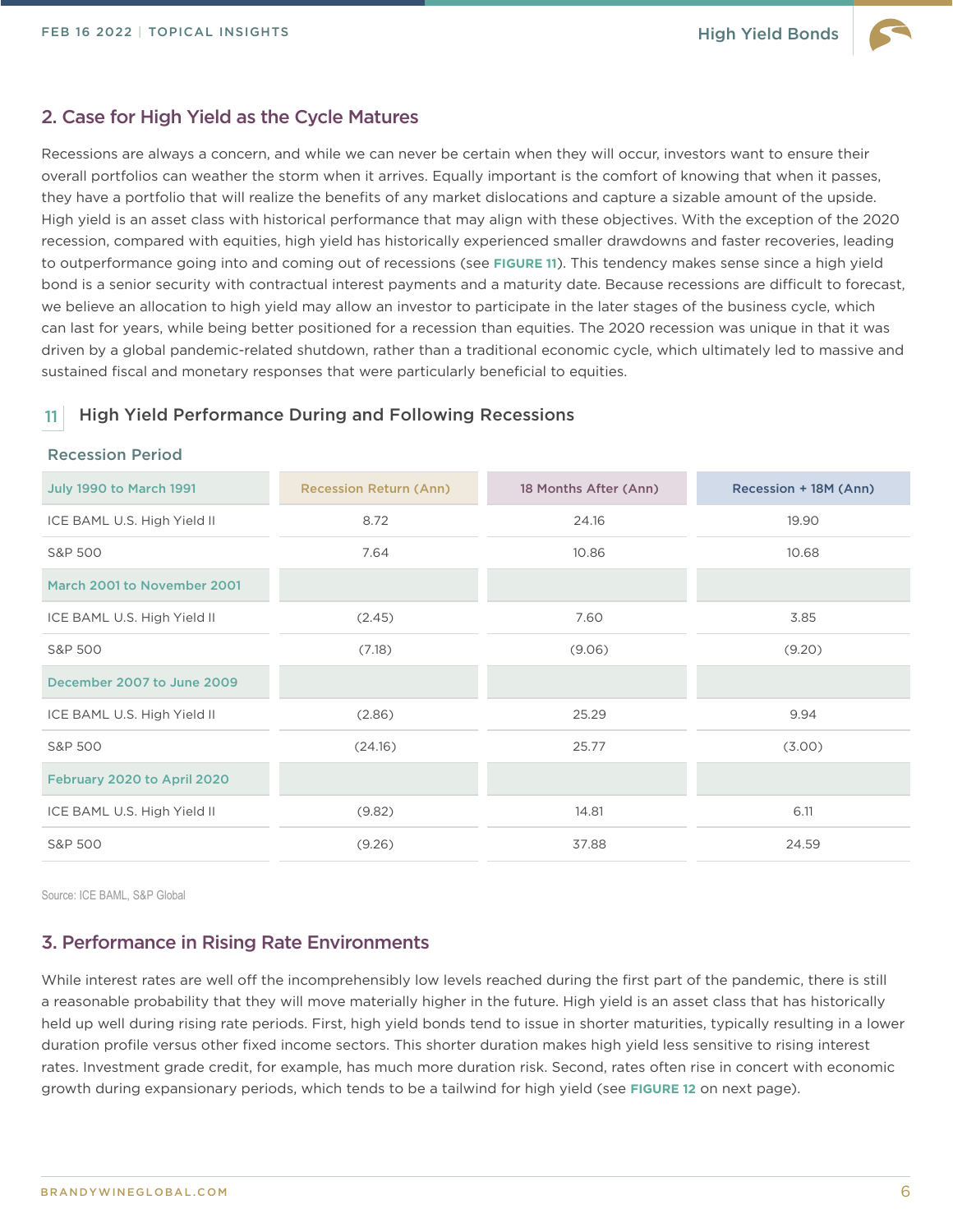## 2. Case for High Yield as the Cycle Matures

Recessions are always a concern, and while we can never be certain when they will occur, investors want to ensure their overall portfolios can weather the storm when it arrives. Equally important is the comfort of knowing that when it passes, they have a portfolio that will realize the benefits of any market dislocations and capture a sizable amount of the upside. High yield is an asset class with historical performance that may align with these objectives. With the exception of the 2020 recession, compared with equities, high yield has historically experienced smaller drawdowns and faster recoveries, leading to outperformance going into and coming out of recessions (see **FIGURE 11**). This tendency makes sense since a high yield bond is a senior security with contractual interest payments and a maturity date. Because recessions are difficult to forecast, we believe an allocation to high yield may allow an investor to participate in the later stages of the business cycle, which can last for years, while being better positioned for a recession than equities. The 2020 recession was unique in that it was driven by a global pandemic-related shutdown, rather than a traditional economic cycle, which ultimately led to massive and sustained fiscal and monetary responses that were particularly beneficial to equities.

**11 High Yield Performance During and Following Recessions**

| Recession Period | Recession Return (Ann) | 18 Months After (Ann) | Recession + 18M (Ann) |
|---|---|---|---|
| **July 1990 to March 1991** | | | |
| ICE BAML U.S. High Yield II | 8.72 | 24.16 | 19.90 |
| S&P 500 | 7.64 | 10.86 | 10.68 |
| **March 2001 to November 2001** | | | |
| ICE BAML U.S. High Yield II | (2.45) | 7.60 | 3.85 |
| S&P 500 | (7.18) | (9.06) | (9.20) |
| **December 2007 to June 2009** | | | |
| ICE BAML U.S. High Yield II | (2.86) | 25.29 | 9.94 |
| S&P 500 | (24.16) | 25.77 | (3.00) |
| **February 2020 to April 2020** | | | |
| ICE BAML U.S. High Yield II | (9.82) | 14.81 | 6.11 |
| S&P 500 | (9.26) | 37.88 | 24.59 |

Source: ICE BAML, S&P Global

## 3. Performance in Rising Rate Environments

While interest rates are well off the incomprehensibly low levels reached during the first part of the pandemic, there is still a reasonable probability that they will move materially higher in the future. High yield is an asset class that has historically held up well during rising rate periods. First, high yield bonds tend to issue in shorter maturities, typically resulting in a lower duration profile versus other fixed income sectors. This shorter duration makes high yield less sensitive to rising interest rates. Investment grade credit, for example, has much more duration risk. Second, rates often rise in concert with economic growth during expansionary periods, which tends to be a tailwind for high yield (see **FIGURE 12** on next page).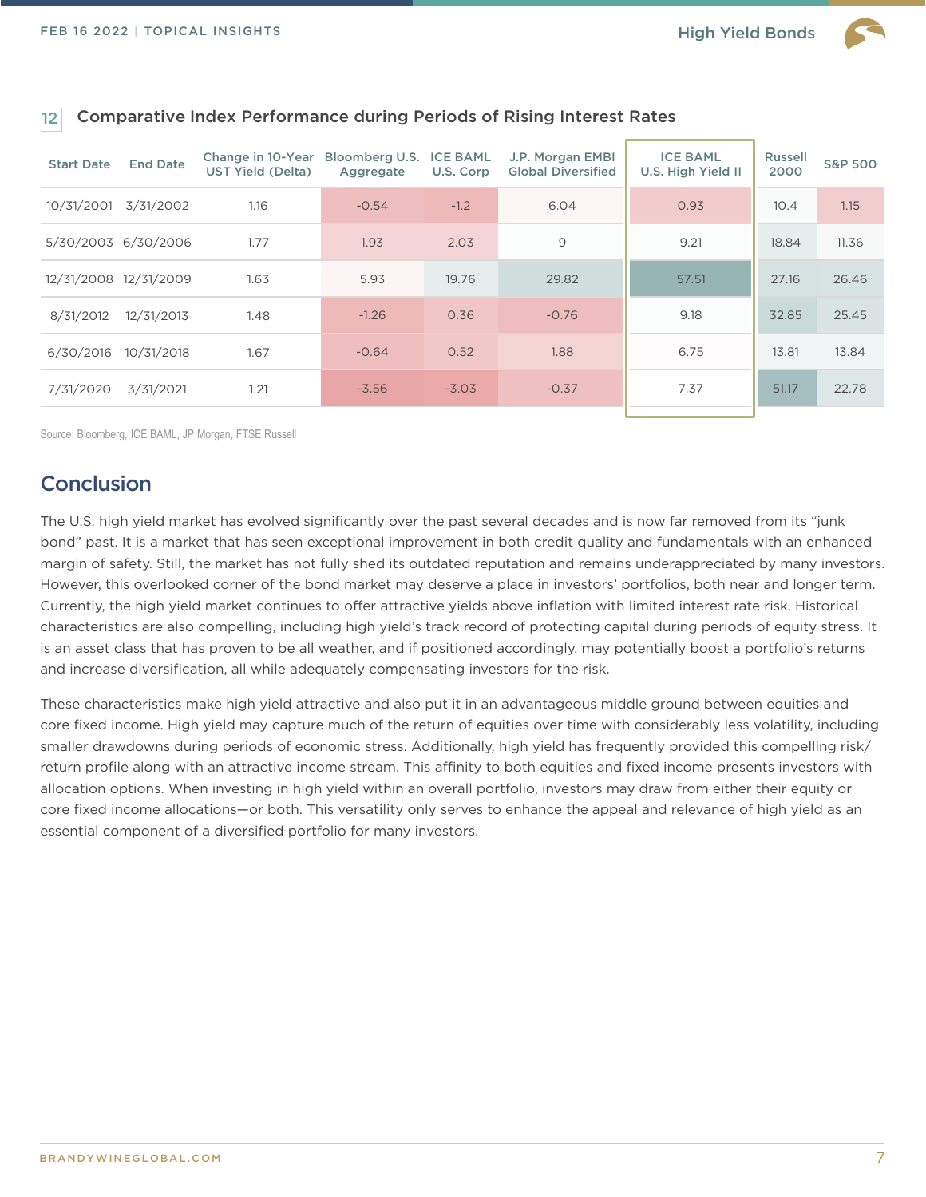12 **Comparative Index Performance during Periods of Rising Interest Rates**

| Start Date | End Date | Change in 10-Year UST Yield (Delta) | Bloomberg U.S. Aggregate | ICE BAML U.S. Corp | J.P. Morgan EMBI Global Diversified | ICE BAML U.S. High Yield II | Russell 2000 | S&P 500 |
|---|---|---|---|---|---|---|---|---|
| 10/31/2001 | 3/31/2002 | 1.16 | -0.54 | -1.2 | 6.04 | 0.93 | 10.4 | 1.15 |
| 5/30/2003 | 6/30/2006 | 1.77 | 1.93 | 2.03 | 9 | 9.21 | 18.84 | 11.36 |
| 12/31/2008 | 12/31/2009 | 1.63 | 5.93 | 19.76 | 29.82 | 57.51 | 27.16 | 26.46 |
| 8/31/2012 | 12/31/2013 | 1.48 | -1.26 | 0.36 | -0.76 | 9.18 | 32.85 | 25.45 |
| 6/30/2016 | 10/31/2018 | 1.67 | -0.64 | 0.52 | 1.88 | 6.75 | 13.81 | 13.84 |
| 7/31/2020 | 3/31/2021 | 1.21 | -3.56 | -3.03 | -0.37 | 7.37 | 51.17 | 22.78 |

Source: Bloomberg, ICE BAML, JP Morgan, FTSE Russell

## Conclusion

The U.S. high yield market has evolved significantly over the past several decades and is now far removed from its "junk bond" past. It is a market that has seen exceptional improvement in both credit quality and fundamentals with an enhanced margin of safety. Still, the market has not fully shed its outdated reputation and remains underappreciated by many investors. However, this overlooked corner of the bond market may deserve a place in investors' portfolios, both near and longer term. Currently, the high yield market continues to offer attractive yields above inflation with limited interest rate risk. Historical characteristics are also compelling, including high yield's track record of protecting capital during periods of equity stress. It is an asset class that has proven to be all weather, and if positioned accordingly, may potentially boost a portfolio's returns and increase diversification, all while adequately compensating investors for the risk.

These characteristics make high yield attractive and also put it in an advantageous middle ground between equities and core fixed income. High yield may capture much of the return of equities over time with considerably less volatility, including smaller drawdowns during periods of economic stress. Additionally, high yield has frequently provided this compelling risk/return profile along with an attractive income stream. This affinity to both equities and fixed income presents investors with allocation options. When investing in high yield within an overall portfolio, investors may draw from either their equity or core fixed income allocations—or both. This versatility only serves to enhance the appeal and relevance of high yield as an essential component of a diversified portfolio for many investors.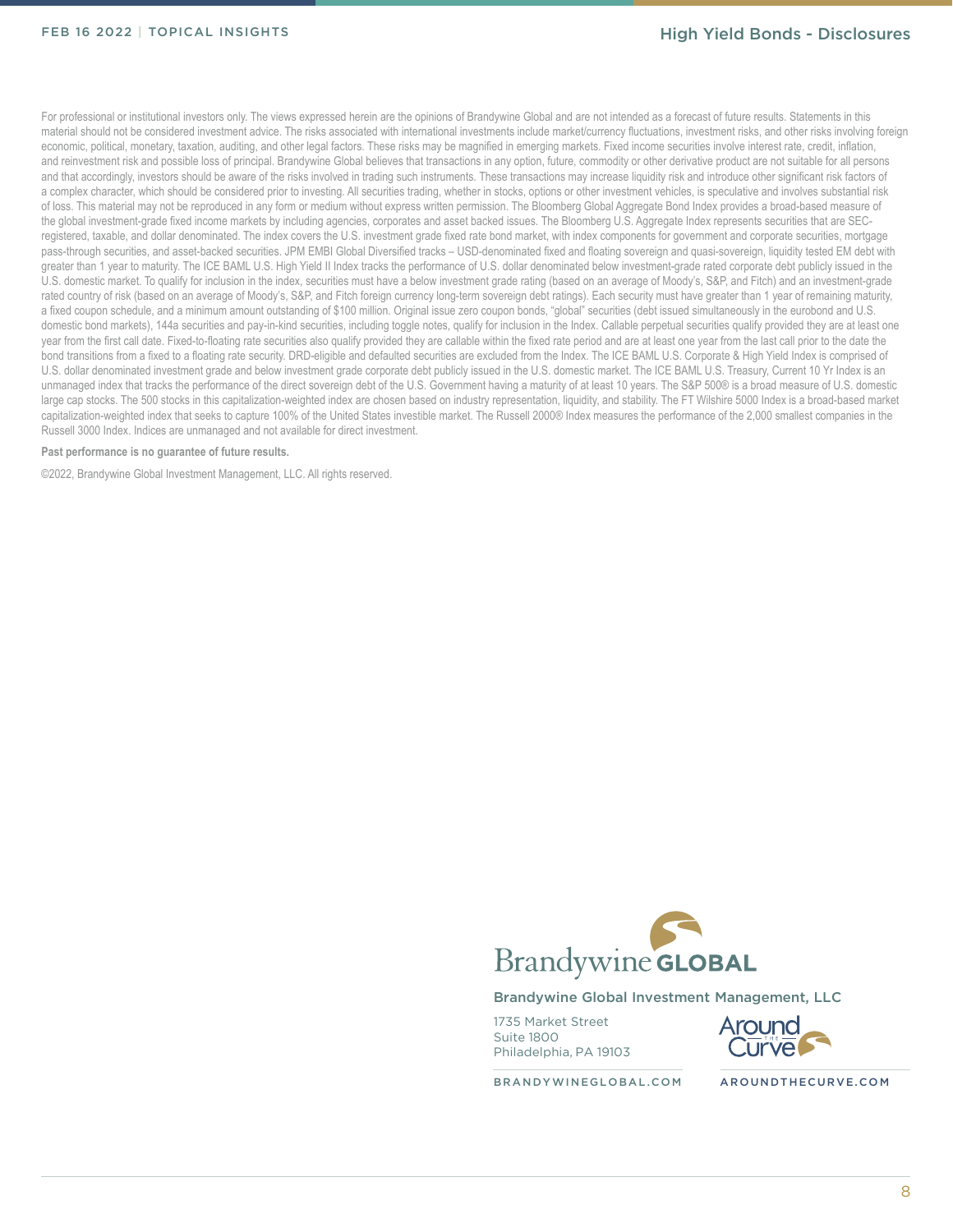For professional or institutional investors only. The views expressed herein are the opinions of Brandywine Global and are not intended as a forecast of future results. Statements in this material should not be considered investment advice. The risks associated with international investments include market/currency fluctuations, investment risks, and other risks involving foreign economic, political, monetary, taxation, auditing, and other legal factors. These risks may be magnified in emerging markets. Fixed income securities involve interest rate, credit, inflation, and reinvestment risk and possible loss of principal. Brandywine Global believes that transactions in any option, future, commodity or other derivative product are not suitable for all persons and that accordingly, investors should be aware of the risks involved in trading such instruments. These transactions may increase liquidity risk and introduce other significant risk factors of a complex character, which should be considered prior to investing. All securities trading, whether in stocks, options or other investment vehicles, is speculative and involves substantial risk of loss. This material may not be reproduced in any form or medium without express written permission. The Bloomberg Global Aggregate Bond Index provides a broad-based measure of the global investment-grade fixed income markets by including agencies, corporates and asset backed issues. The Bloomberg U.S. Aggregate Index represents securities that are SEC-registered, taxable, and dollar denominated. The index covers the U.S. investment grade fixed rate bond market, with index components for government and corporate securities, mortgage pass-through securities, and asset-backed securities. JPM EMBI Global Diversified tracks – USD-denominated fixed and floating sovereign and quasi-sovereign, liquidity tested EM debt with greater than 1 year to maturity. The ICE BAML U.S. High Yield II Index tracks the performance of U.S. dollar denominated below investment-grade rated corporate debt publicly issued in the U.S. domestic market. To qualify for inclusion in the index, securities must have a below investment grade rating (based on an average of Moody's, S&P, and Fitch) and an investment-grade rated country of risk (based on an average of Moody's, S&P, and Fitch foreign currency long-term sovereign debt ratings). Each security must have greater than 1 year of remaining maturity, a fixed coupon schedule, and a minimum amount outstanding of $100 million. Original issue zero coupon bonds, "global" securities (debt issued simultaneously in the eurobond and U.S. domestic bond markets), 144a securities and pay-in-kind securities, including toggle notes, qualify for inclusion in the Index. Callable perpetual securities qualify provided they are at least one year from the first call date. Fixed-to-floating rate securities also qualify provided they are callable within the fixed rate period and are at least one year from the last call prior to the date the bond transitions from a fixed to a floating rate security. DRD-eligible and defaulted securities are excluded from the Index. The ICE BAML U.S. Corporate & High Yield Index is comprised of U.S. dollar denominated investment grade and below investment grade corporate debt publicly issued in the U.S. domestic market. The ICE BAML U.S. Treasury, Current 10 Yr Index is an unmanaged index that tracks the performance of the direct sovereign debt of the U.S. Government having a maturity of at least 10 years. The S&P 500® is a broad measure of U.S. domestic large cap stocks. The 500 stocks in this capitalization-weighted index are chosen based on industry representation, liquidity, and stability. The FT Wilshire 5000 Index is a broad-based market capitalization-weighted index that seeks to capture 100% of the United States investible market. The Russell 2000® Index measures the performance of the 2,000 smallest companies in the Russell 3000 Index. Indices are unmanaged and not available for direct investment.

**Past performance is no guarantee of future results.**

©2022, Brandywine Global Investment Management, LLC. All rights reserved.

Brandywine GLOBAL

Brandywine Global Investment Management, LLC

1735 Market Street
Suite 1800
Philadelphia, PA 19103

BRANDYWINEGLOBAL.COM

Around the Curve

AROUNDTHECURVE.COM